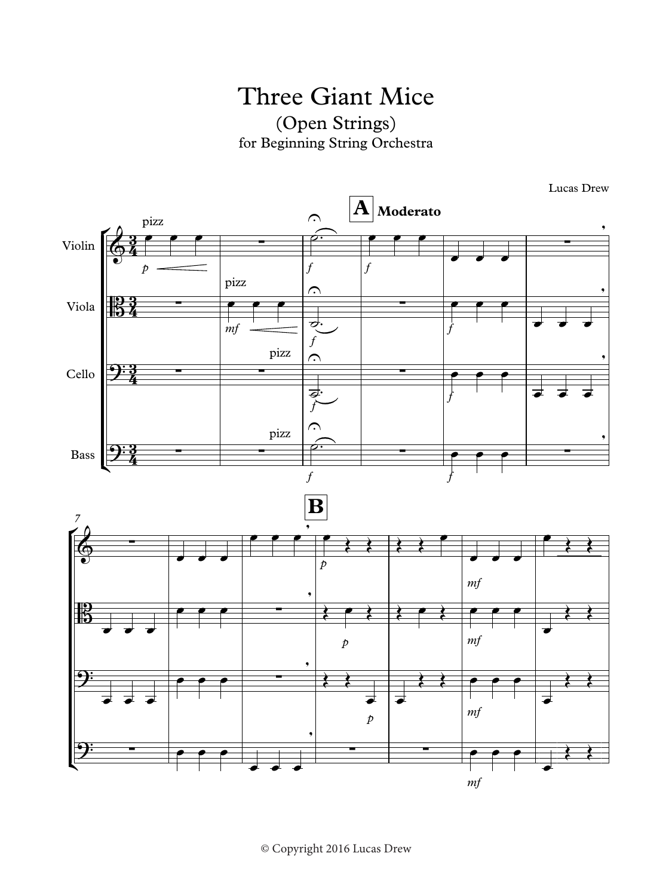# Three Giant Mice

(Open Strings)

for Beginning String Orchestra

Lucas Drew

© Copyright 2016 Lucas Drew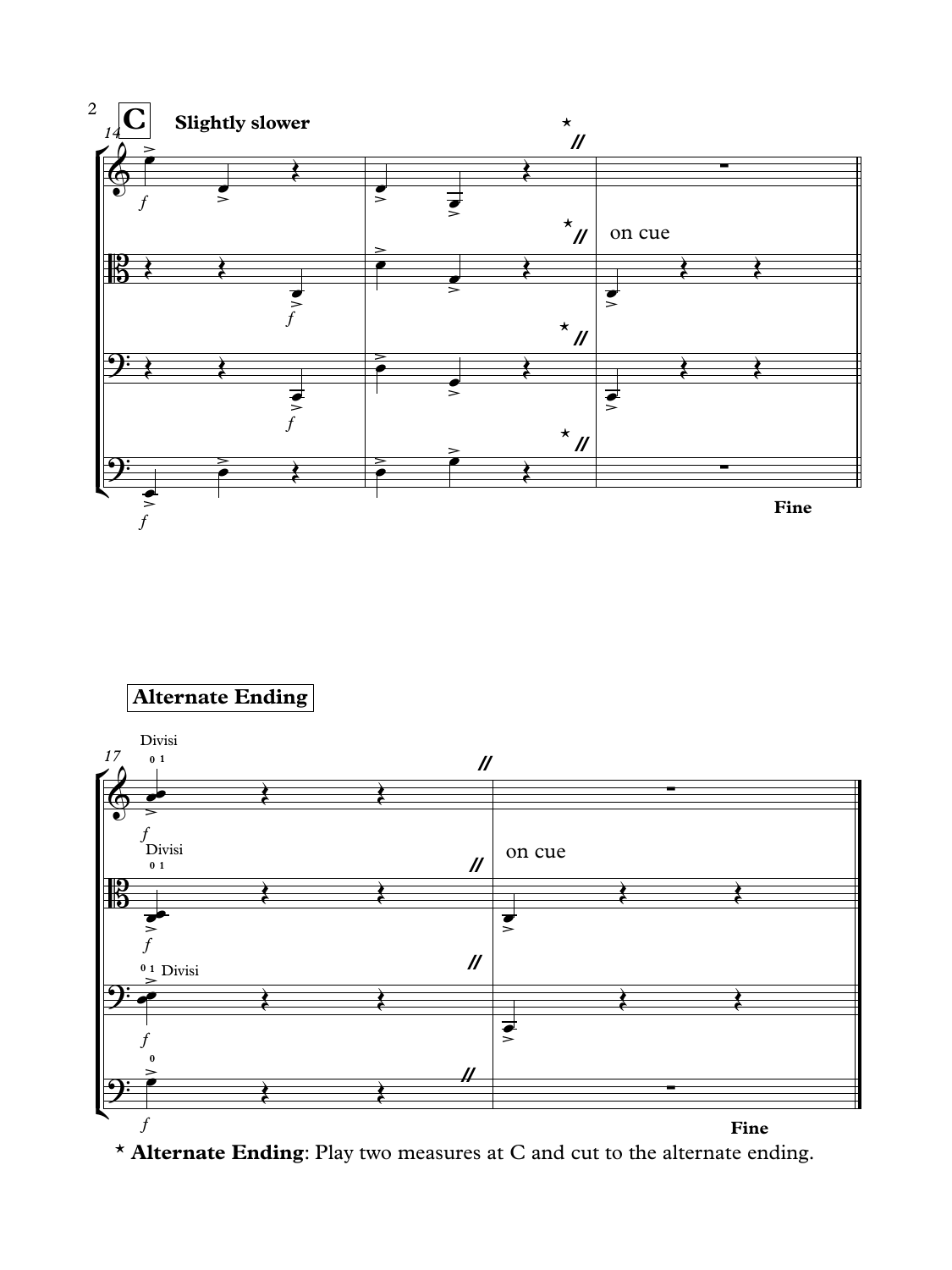**C** **Slightly slower**

on cue

**Fine**

**Alternate Ending**

on cue

**Fine**

* **Alternate Ending**: Play two measures at C and cut to the alternate ending.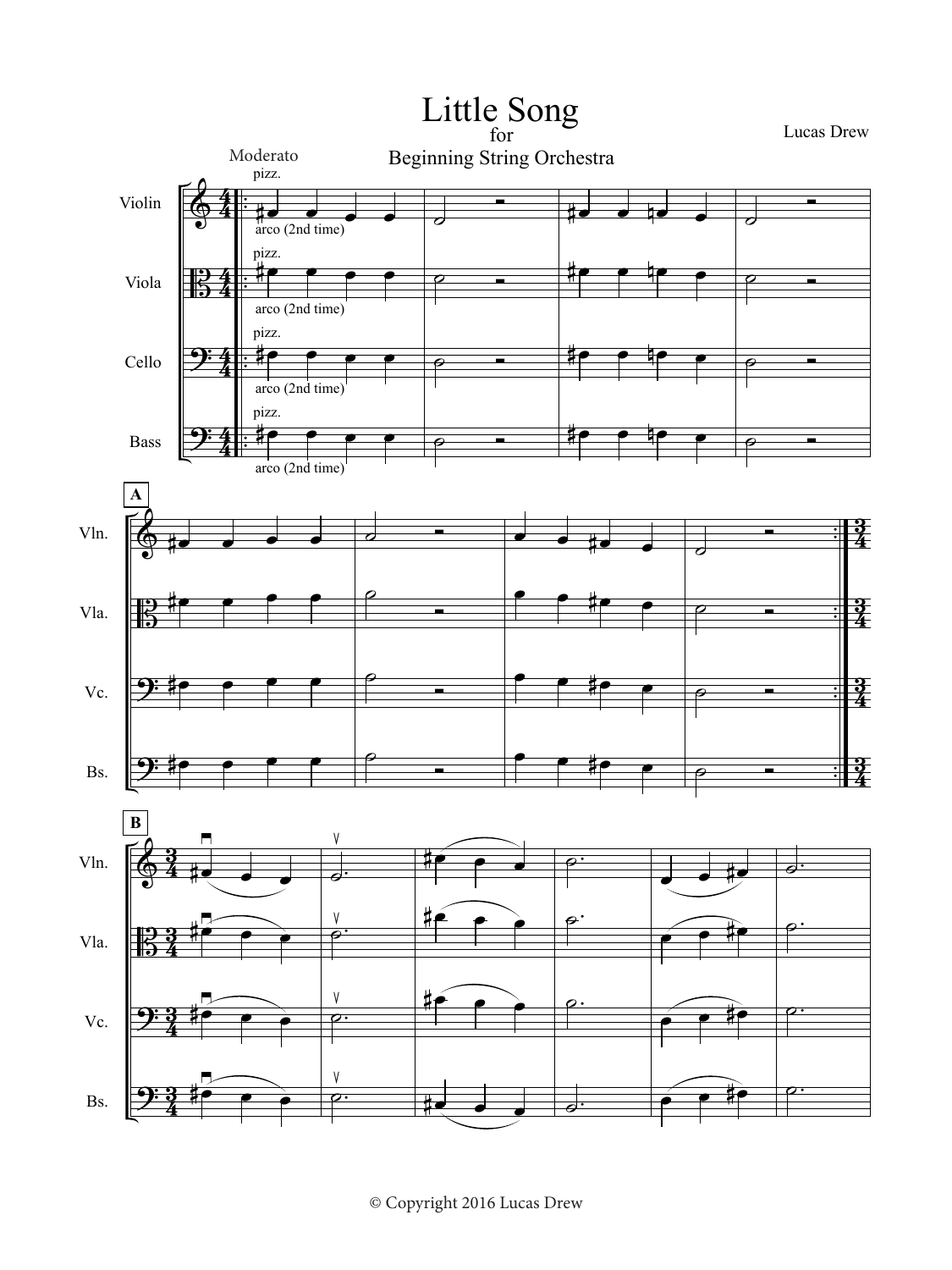# Little Song

for

Beginning String Orchestra

Lucas Drew

Moderato

© Copyright 2016 Lucas Drew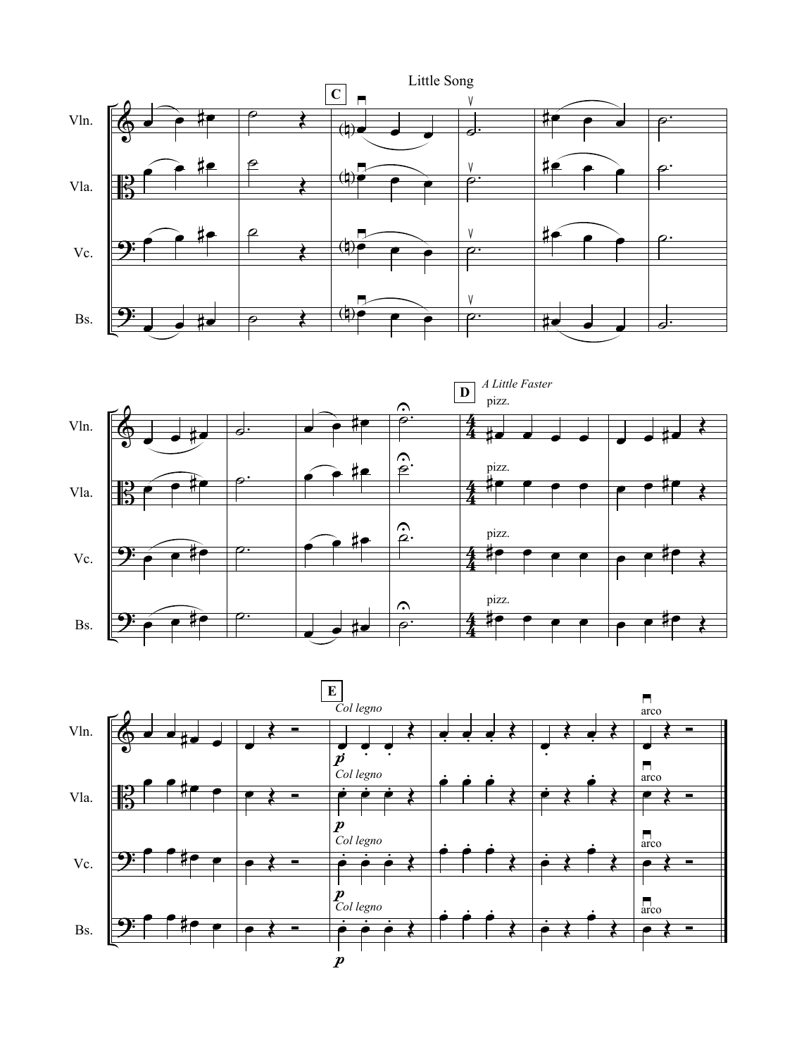## Little Song

**C**

Vln.

Vla.

Vc.

Bs.

**D** *A Little Faster*

pizz.

**E**

*Col legno*

*p*

arco